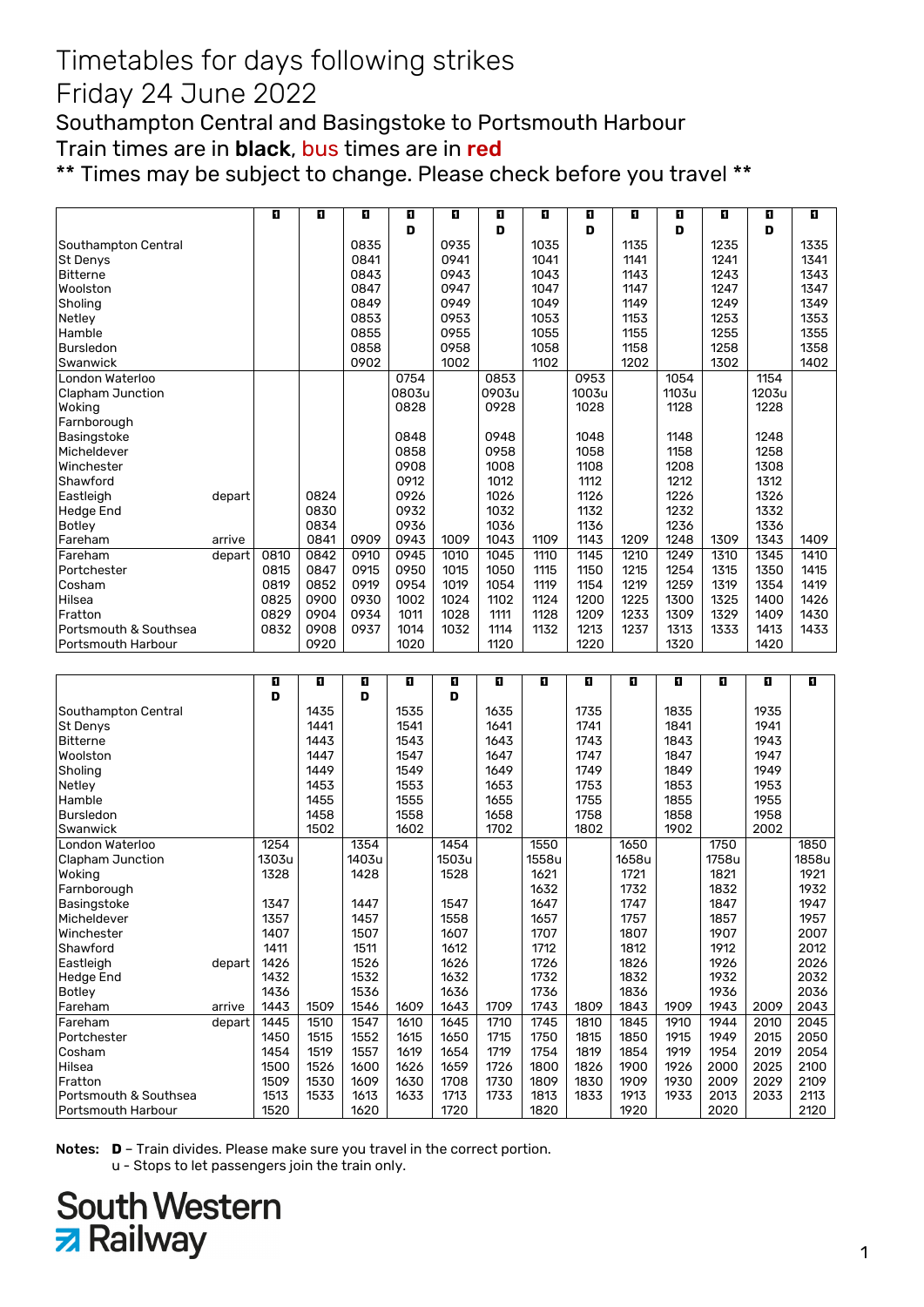# Timetables for days following strikes

# Friday 24 June 2022

## Southampton Central and Basingstoke to Portsmouth Harbour

## Train times are in **black**, bus times are in **red**

## ** Times may be subject to change. Please check before you travel **

| | | | | | | | | | | | | | | |
|---|---|---|---|---|---|---|---|---|---|---|---|---|---|---|
| | | | | | D | | D | | D | | D | | D | |
| Southampton Central | | | | 0835 | | 0935 | | 1035 | | 1135 | | 1235 | | 1335 |
| St Denys | | | | 0841 | | 0941 | | 1041 | | 1141 | | 1241 | | 1341 |
| Bitterne | | | | 0843 | | 0943 | | 1043 | | 1143 | | 1243 | | 1343 |
| Woolston | | | | 0847 | | 0947 | | 1047 | | 1147 | | 1247 | | 1347 |
| Sholing | | | | 0849 | | 0949 | | 1049 | | 1149 | | 1249 | | 1349 |
| Netley | | | | 0853 | | 0953 | | 1053 | | 1153 | | 1253 | | 1353 |
| Hamble | | | | 0855 | | 0955 | | 1055 | | 1155 | | 1255 | | 1355 |
| Bursledon | | | | 0858 | | 0958 | | 1058 | | 1158 | | 1258 | | 1358 |
| Swanwick | | | | 0902 | | 1002 | | 1102 | | 1202 | | 1302 | | 1402 |
| London Waterloo | | | | | 0754 | | 0853 | | 0953 | | 1054 | | 1154 | |
| Clapham Junction | | | | | 0803u | | 0903u | | 1003u | | 1103u | | 1203u | |
| Woking | | | | | 0828 | | 0928 | | 1028 | | 1128 | | 1228 | |
| Farnborough | | | | | | | | | | | | | | |
| Basingstoke | | | | | 0848 | | 0948 | | 1048 | | 1148 | | 1248 | |
| Micheldever | | | | | 0858 | | 0958 | | 1058 | | 1158 | | 1258 | |
| Winchester | | | | | 0908 | | 1008 | | 1108 | | 1208 | | 1308 | |
| Shawford | | | | | 0912 | | 1012 | | 1112 | | 1212 | | 1312 | |
| Eastleigh | depart | | 0824 | | 0926 | | 1026 | | 1126 | | 1226 | | 1326 | |
| Hedge End | | | 0830 | | 0932 | | 1032 | | 1132 | | 1232 | | 1332 | |
| Botley | | | 0834 | | 0936 | | 1036 | | 1136 | | 1236 | | 1336 | |
| Fareham | arrive | | 0841 | 0909 | 0943 | 1009 | 1043 | 1109 | 1143 | 1209 | 1248 | 1309 | 1343 | 1409 |
| Fareham | depart | 0810 | 0842 | 0910 | 0945 | 1010 | 1045 | 1110 | 1145 | 1210 | 1249 | 1310 | 1345 | 1410 |
| Portchester | | 0815 | 0847 | 0915 | 0950 | 1015 | 1050 | 1115 | 1150 | 1215 | 1254 | 1315 | 1350 | 1415 |
| Cosham | | 0819 | 0852 | 0919 | 0954 | 1019 | 1054 | 1119 | 1154 | 1219 | 1259 | 1319 | 1354 | 1419 |
| Hilsea | | 0825 | 0900 | 0930 | 1002 | 1024 | 1102 | 1124 | 1200 | 1225 | 1300 | 1325 | 1400 | 1426 |
| Fratton | | 0829 | 0904 | 0934 | 1011 | 1028 | 1111 | 1128 | 1209 | 1233 | 1309 | 1329 | 1409 | 1430 |
| Portsmouth & Southsea | | 0832 | 0908 | 0937 | 1014 | 1032 | 1114 | 1132 | 1213 | 1237 | 1313 | 1333 | 1413 | 1433 |
| Portsmouth Harbour | | | 0920 | | 1020 | | 1120 | | 1220 | | 1320 | | 1420 | |

| | | | | | | | | | | | | | | |
|---|---|---|---|---|---|---|---|---|---|---|---|---|---|---|
| | | D | | D | | D | | | | | | | | |
| Southampton Central | | | 1435 | | 1535 | | 1635 | | 1735 | | 1835 | | 1935 | |
| St Denys | | | 1441 | | 1541 | | 1641 | | 1741 | | 1841 | | 1941 | |
| Bitterne | | | 1443 | | 1543 | | 1643 | | 1743 | | 1843 | | 1943 | |
| Woolston | | | 1447 | | 1547 | | 1647 | | 1747 | | 1847 | | 1947 | |
| Sholing | | | 1449 | | 1549 | | 1649 | | 1749 | | 1849 | | 1949 | |
| Netley | | | 1453 | | 1553 | | 1653 | | 1753 | | 1853 | | 1953 | |
| Hamble | | | 1455 | | 1555 | | 1655 | | 1755 | | 1855 | | 1955 | |
| Bursledon | | | 1458 | | 1558 | | 1658 | | 1758 | | 1858 | | 1958 | |
| Swanwick | | | 1502 | | 1602 | | 1702 | | 1802 | | 1902 | | 2002 | |
| London Waterloo | | 1254 | | 1354 | | 1454 | | 1550 | | 1650 | | 1750 | | 1850 |
| Clapham Junction | | 1303u | | 1403u | | 1503u | | 1558u | | 1658u | | 1758u | | 1858u |
| Woking | | 1328 | | 1428 | | 1528 | | 1621 | | 1721 | | 1821 | | 1921 |
| Farnborough | | | | | | | | 1632 | | 1732 | | 1832 | | 1932 |
| Basingstoke | | 1347 | | 1447 | | 1547 | | 1647 | | 1747 | | 1847 | | 1947 |
| Micheldever | | 1357 | | 1457 | | 1558 | | 1657 | | 1757 | | 1857 | | 1957 |
| Winchester | | 1407 | | 1507 | | 1607 | | 1707 | | 1807 | | 1907 | | 2007 |
| Shawford | | 1411 | | 1511 | | 1612 | | 1712 | | 1812 | | 1912 | | 2012 |
| Eastleigh | depart | 1426 | | 1526 | | 1626 | | 1726 | | 1826 | | 1926 | | 2026 |
| Hedge End | | 1432 | | 1532 | | 1632 | | 1732 | | 1832 | | 1932 | | 2032 |
| Botley | | 1436 | | 1536 | | 1636 | | 1736 | | 1836 | | 1936 | | 2036 |
| Fareham | arrive | 1443 | 1509 | 1546 | 1609 | 1643 | 1709 | 1743 | 1809 | 1843 | 1909 | 1943 | 2009 | 2043 |
| Fareham | depart | 1445 | 1510 | 1547 | 1610 | 1645 | 1710 | 1745 | 1810 | 1845 | 1910 | 1944 | 2010 | 2045 |
| Portchester | | 1450 | 1515 | 1552 | 1615 | 1650 | 1715 | 1750 | 1815 | 1850 | 1915 | 1949 | 2015 | 2050 |
| Cosham | | 1454 | 1519 | 1557 | 1619 | 1654 | 1719 | 1754 | 1819 | 1854 | 1919 | 1954 | 2019 | 2054 |
| Hilsea | | 1500 | 1526 | 1600 | 1626 | 1659 | 1726 | 1800 | 1826 | 1900 | 1926 | 2000 | 2025 | 2100 |
| Fratton | | 1509 | 1530 | 1609 | 1630 | 1708 | 1730 | 1809 | 1830 | 1909 | 1930 | 2009 | 2029 | 2109 |
| Portsmouth & Southsea | | 1513 | 1533 | 1613 | 1633 | 1713 | 1733 | 1813 | 1833 | 1913 | 1933 | 2013 | 2033 | 2113 |
| Portsmouth Harbour | | 1520 | | 1620 | | 1720 | | 1820 | | 1920 | | 2020 | | 2120 |

**Notes:** **D** – Train divides. Please make sure you travel in the correct portion.
u - Stops to let passengers join the train only.

South Western Railway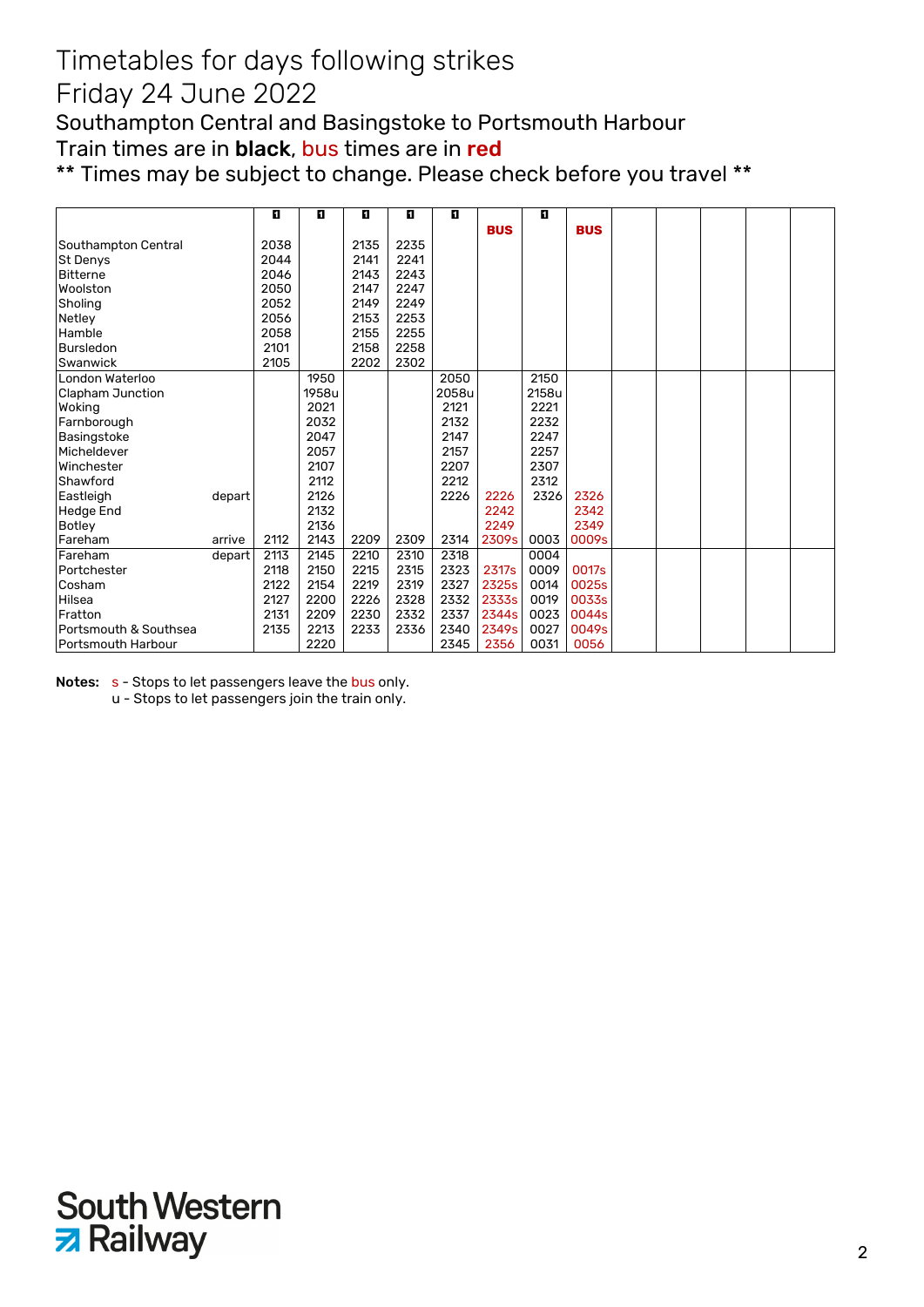# Timetables for days following strikes

# Friday 24 June 2022

## Southampton Central and Basingstoke to Portsmouth Harbour

Train times are in **black**, bus times are in **red**

** Times may be subject to change. Please check before you travel **

| | | 1 | 1 | 1 | 1 | 1 | BUS | 1 | BUS | | | | | |
|---|---|---|---|---|---|---|---|---|---|---|---|---|---|---|
| Southampton Central | | 2038 | | 2135 | 2235 | | | | | | | | | |
| St Denys | | 2044 | | 2141 | 2241 | | | | | | | | | |
| Bitterne | | 2046 | | 2143 | 2243 | | | | | | | | | |
| Woolston | | 2050 | | 2147 | 2247 | | | | | | | | | |
| Sholing | | 2052 | | 2149 | 2249 | | | | | | | | | |
| Netley | | 2056 | | 2153 | 2253 | | | | | | | | | |
| Hamble | | 2058 | | 2155 | 2255 | | | | | | | | | |
| Bursledon | | 2101 | | 2158 | 2258 | | | | | | | | | |
| Swanwick | | 2105 | | 2202 | 2302 | | | | | | | | | |
| London Waterloo | | | 1950 | | | 2050 | | 2150 | | | | | | |
| Clapham Junction | | | 1958u | | | 2058u | | 2158u | | | | | | |
| Woking | | | 2021 | | | 2121 | | 2221 | | | | | | |
| Farnborough | | | 2032 | | | 2132 | | 2232 | | | | | | |
| Basingstoke | | | 2047 | | | 2147 | | 2247 | | | | | | |
| Micheldever | | | 2057 | | | 2157 | | 2257 | | | | | | |
| Winchester | | | 2107 | | | 2207 | | 2307 | | | | | | |
| Shawford | | | 2112 | | | 2212 | | 2312 | | | | | | |
| Eastleigh | depart | | 2126 | | | 2226 | 2226 | 2326 | 2326 | | | | | |
| Hedge End | | | 2132 | | | | 2242 | | 2342 | | | | | |
| Botley | | | 2136 | | | | 2249 | | 2349 | | | | | |
| Fareham | arrive | 2112 | 2143 | 2209 | 2309 | 2314 | 2309s | 0003 | 0009s | | | | | |
| Fareham | depart | 2113 | 2145 | 2210 | 2310 | 2318 | | 0004 | | | | | | |
| Portchester | | 2118 | 2150 | 2215 | 2315 | 2323 | 2317s | 0009 | 0017s | | | | | |
| Cosham | | 2122 | 2154 | 2219 | 2319 | 2327 | 2325s | 0014 | 0025s | | | | | |
| Hilsea | | 2127 | 2200 | 2226 | 2328 | 2332 | 2333s | 0019 | 0033s | | | | | |
| Fratton | | 2131 | 2209 | 2230 | 2332 | 2337 | 2344s | 0023 | 0044s | | | | | |
| Portsmouth & Southsea | | 2135 | 2213 | 2233 | 2336 | 2340 | 2349s | 0027 | 0049s | | | | | |
| Portsmouth Harbour | | | 2220 | | | 2345 | 2356 | 0031 | 0056 | | | | | |

**Notes:** s - Stops to let passengers leave the bus only.
u - Stops to let passengers join the train only.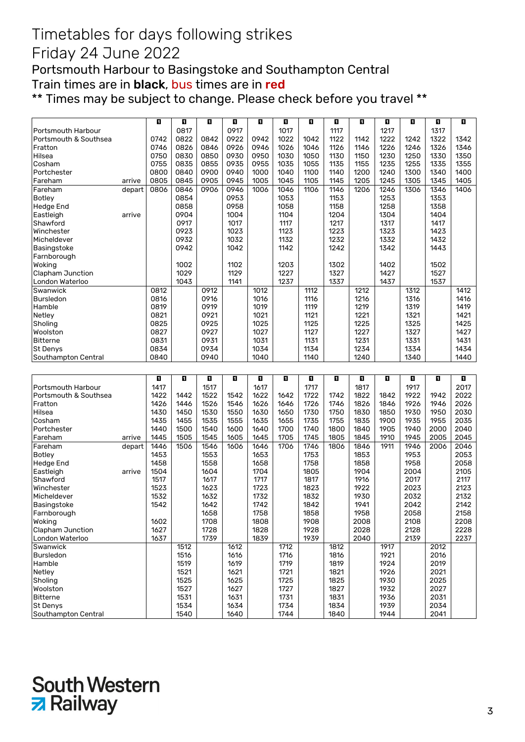# Timetables for days following strikes

# Friday 24 June 2022

## Portsmouth Harbour to Basingstoke and Southampton Central

### Train times are in **black**, bus times are in **red**

### ** Times may be subject to change. Please check before you travel **

| | | 1 | 1 | 1 | 1 | 1 | 1 | 1 | 1 | 1 | 1 | 1 | 1 | 1 |
|---|---|---|---|---|---|---|---|---|---|---|---|---|---|---|
| Portsmouth Harbour | | | 0817 | | 0917 | | 1017 | | 1117 | | 1217 | | 1317 | |
| Portsmouth & Southsea | | 0742 | 0822 | 0842 | 0922 | 0942 | 1022 | 1042 | 1122 | 1142 | 1222 | 1242 | 1322 | 1342 |
| Fratton | | 0746 | 0826 | 0846 | 0926 | 0946 | 1026 | 1046 | 1126 | 1146 | 1226 | 1246 | 1326 | 1346 |
| Hilsea | | 0750 | 0830 | 0850 | 0930 | 0950 | 1030 | 1050 | 1130 | 1150 | 1230 | 1250 | 1330 | 1350 |
| Cosham | | 0755 | 0835 | 0855 | 0935 | 0955 | 1035 | 1055 | 1135 | 1155 | 1235 | 1255 | 1335 | 1355 |
| Portchester | | 0800 | 0840 | 0900 | 0940 | 1000 | 1040 | 1100 | 1140 | 1200 | 1240 | 1300 | 1340 | 1400 |
| Fareham | arrive | 0805 | 0845 | 0905 | 0945 | 1005 | 1045 | 1105 | 1145 | 1205 | 1245 | 1305 | 1345 | 1405 |
| Fareham | depart | 0806 | 0846 | 0906 | 0946 | 1006 | 1046 | 1106 | 1146 | 1206 | 1246 | 1306 | 1346 | 1406 |
| Botley | | | 0854 | | 0953 | | 1053 | | 1153 | | 1253 | | 1353 | |
| Hedge End | | | 0858 | | 0958 | | 1058 | | 1158 | | 1258 | | 1358 | |
| Eastleigh | arrive | | 0904 | | 1004 | | 1104 | | 1204 | | 1304 | | 1404 | |
| Shawford | | | 0917 | | 1017 | | 1117 | | 1217 | | 1317 | | 1417 | |
| Winchester | | | 0923 | | 1023 | | 1123 | | 1223 | | 1323 | | 1423 | |
| Micheldever | | | 0932 | | 1032 | | 1132 | | 1232 | | 1332 | | 1432 | |
| Basingstoke | | | 0942 | | 1042 | | 1142 | | 1242 | | 1342 | | 1443 | |
| Farnborough | | | | | | | | | | | | | | |
| Woking | | | 1002 | | 1102 | | 1203 | | 1302 | | 1402 | | 1502 | |
| Clapham Junction | | | 1029 | | 1129 | | 1227 | | 1327 | | 1427 | | 1527 | |
| London Waterloo | | | 1043 | | 1141 | | 1237 | | 1337 | | 1437 | | 1537 | |
| Swanwick | | 0812 | | 0912 | | 1012 | | 1112 | | 1212 | | 1312 | | 1412 |
| Bursledon | | 0816 | | 0916 | | 1016 | | 1116 | | 1216 | | 1316 | | 1416 |
| Hamble | | 0819 | | 0919 | | 1019 | | 1119 | | 1219 | | 1319 | | 1419 |
| Netley | | 0821 | | 0921 | | 1021 | | 1121 | | 1221 | | 1321 | | 1421 |
| Sholing | | 0825 | | 0925 | | 1025 | | 1125 | | 1225 | | 1325 | | 1425 |
| Woolston | | 0827 | | 0927 | | 1027 | | 1127 | | 1227 | | 1327 | | 1427 |
| Bitterne | | 0831 | | 0931 | | 1031 | | 1131 | | 1231 | | 1331 | | 1431 |
| St Denys | | 0834 | | 0934 | | 1034 | | 1134 | | 1234 | | 1334 | | 1434 |
| Southampton Central | | 0840 | | 0940 | | 1040 | | 1140 | | 1240 | | 1340 | | 1440 |

| | | 1 | 1 | 1 | 1 | 1 | 1 | 1 | 1 | 1 | 1 | 1 | 1 | 1 |
|---|---|---|---|---|---|---|---|---|---|---|---|---|---|---|
| Portsmouth Harbour | | 1417 | | 1517 | | 1617 | | 1717 | | 1817 | | 1917 | | 2017 |
| Portsmouth & Southsea | | 1422 | 1442 | 1522 | 1542 | 1622 | 1642 | 1722 | 1742 | 1822 | 1842 | 1922 | 1942 | 2022 |
| Fratton | | 1426 | 1446 | 1526 | 1546 | 1626 | 1646 | 1726 | 1746 | 1826 | 1846 | 1926 | 1946 | 2026 |
| Hilsea | | 1430 | 1450 | 1530 | 1550 | 1630 | 1650 | 1730 | 1750 | 1830 | 1850 | 1930 | 1950 | 2030 |
| Cosham | | 1435 | 1455 | 1535 | 1555 | 1635 | 1655 | 1735 | 1755 | 1835 | 1900 | 1935 | 1955 | 2035 |
| Portchester | | 1440 | 1500 | 1540 | 1600 | 1640 | 1700 | 1740 | 1800 | 1840 | 1905 | 1940 | 2000 | 2040 |
| Fareham | arrive | 1445 | 1505 | 1545 | 1605 | 1645 | 1705 | 1745 | 1805 | 1845 | 1910 | 1945 | 2005 | 2045 |
| Fareham | depart | 1446 | 1506 | 1546 | 1606 | 1646 | 1706 | 1746 | 1806 | 1846 | 1911 | 1946 | 2006 | 2046 |
| Botley | | 1453 | | 1553 | | 1653 | | 1753 | | 1853 | | 1953 | | 2053 |
| Hedge End | | 1458 | | 1558 | | 1658 | | 1758 | | 1858 | | 1958 | | 2058 |
| Eastleigh | arrive | 1504 | | 1604 | | 1704 | | 1805 | | 1904 | | 2004 | | 2105 |
| Shawford | | 1517 | | 1617 | | 1717 | | 1817 | | 1916 | | 2017 | | 2117 |
| Winchester | | 1523 | | 1623 | | 1723 | | 1823 | | 1922 | | 2023 | | 2123 |
| Micheldever | | 1532 | | 1632 | | 1732 | | 1832 | | 1930 | | 2032 | | 2132 |
| Basingstoke | | 1542 | | 1642 | | 1742 | | 1842 | | 1941 | | 2042 | | 2142 |
| Farnborough | | | | 1658 | | 1758 | | 1858 | | 1958 | | 2058 | | 2158 |
| Woking | | 1602 | | 1708 | | 1808 | | 1908 | | 2008 | | 2108 | | 2208 |
| Clapham Junction | | 1627 | | 1728 | | 1828 | | 1928 | | 2028 | | 2128 | | 2228 |
| London Waterloo | | 1637 | | 1739 | | 1839 | | 1939 | | 2040 | | 2139 | | 2237 |
| Swanwick | | | 1512 | | 1612 | | 1712 | | 1812 | | 1917 | | 2012 | |
| Bursledon | | | 1516 | | 1616 | | 1716 | | 1816 | | 1921 | | 2016 | |
| Hamble | | | 1519 | | 1619 | | 1719 | | 1819 | | 1924 | | 2019 | |
| Netley | | | 1521 | | 1621 | | 1721 | | 1821 | | 1926 | | 2021 | |
| Sholing | | | 1525 | | 1625 | | 1725 | | 1825 | | 1930 | | 2025 | |
| Woolston | | | 1527 | | 1627 | | 1727 | | 1827 | | 1932 | | 2027 | |
| Bitterne | | | 1531 | | 1631 | | 1731 | | 1831 | | 1936 | | 2031 | |
| St Denys | | | 1534 | | 1634 | | 1734 | | 1834 | | 1939 | | 2034 | |
| Southampton Central | | | 1540 | | 1640 | | 1744 | | 1840 | | 1944 | | 2041 | |

South Western Railway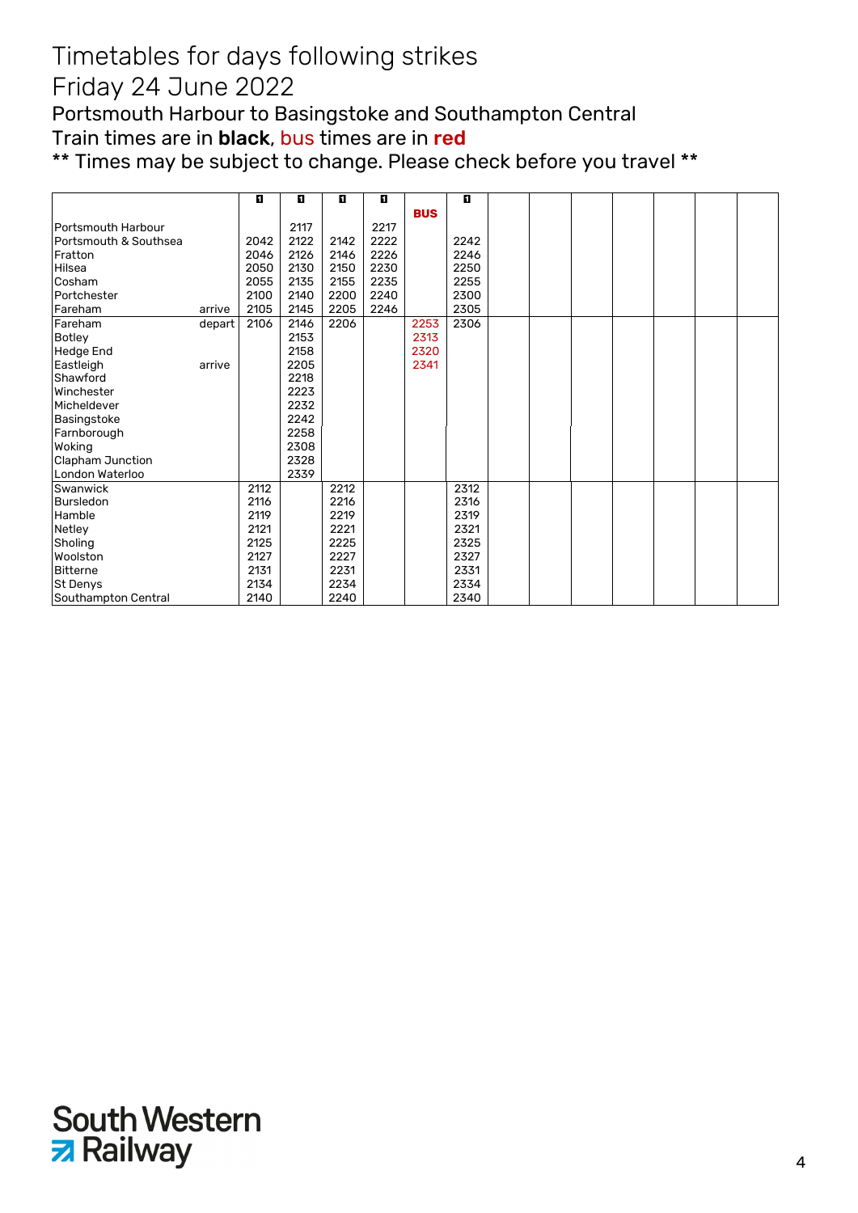# Timetables for days following strikes

## Friday 24 June 2022

### Portsmouth Harbour to Basingstoke and Southampton Central

Train times are in **black**, bus times are in **red**

** Times may be subject to change. Please check before you travel **

| | | 1 | 1 | 1 | 1 | BUS | 1 | | | | | | |
|---|---|---|---|---|---|---|---|---|---|---|---|---|---|
| Portsmouth Harbour | | | 2117 | | 2217 | | | | | | | | |
| Portsmouth & Southsea | | 2042 | 2122 | 2142 | 2222 | | 2242 | | | | | | |
| Fratton | | 2046 | 2126 | 2146 | 2226 | | 2246 | | | | | | |
| Hilsea | | 2050 | 2130 | 2150 | 2230 | | 2250 | | | | | | |
| Cosham | | 2055 | 2135 | 2155 | 2235 | | 2255 | | | | | | |
| Portchester | | 2100 | 2140 | 2200 | 2240 | | 2300 | | | | | | |
| Fareham | arrive | 2105 | 2145 | 2205 | 2246 | | 2305 | | | | | | |
| Fareham | depart | 2106 | 2146 | 2206 | | 2253 | 2306 | | | | | | |
| Botley | | | 2153 | | | 2313 | | | | | | | |
| Hedge End | | | 2158 | | | 2320 | | | | | | | |
| Eastleigh | arrive | | 2205 | | | 2341 | | | | | | | |
| Shawford | | | 2218 | | | | | | | | | | |
| Winchester | | | 2223 | | | | | | | | | | |
| Micheldever | | | 2232 | | | | | | | | | | |
| Basingstoke | | | 2242 | | | | | | | | | | |
| Farnborough | | | 2258 | | | | | | | | | | |
| Woking | | | 2308 | | | | | | | | | | |
| Clapham Junction | | | 2328 | | | | | | | | | | |
| London Waterloo | | | 2339 | | | | | | | | | | |
| Swanwick | | 2112 | | 2212 | | | 2312 | | | | | | |
| Bursledon | | 2116 | | 2216 | | | 2316 | | | | | | |
| Hamble | | 2119 | | 2219 | | | 2319 | | | | | | |
| Netley | | 2121 | | 2221 | | | 2321 | | | | | | |
| Sholing | | 2125 | | 2225 | | | 2325 | | | | | | |
| Woolston | | 2127 | | 2227 | | | 2327 | | | | | | |
| Bitterne | | 2131 | | 2231 | | | 2331 | | | | | | |
| St Denys | | 2134 | | 2234 | | | 2334 | | | | | | |
| Southampton Central | | 2140 | | 2240 | | | 2340 | | | | | | |

South Western Railway